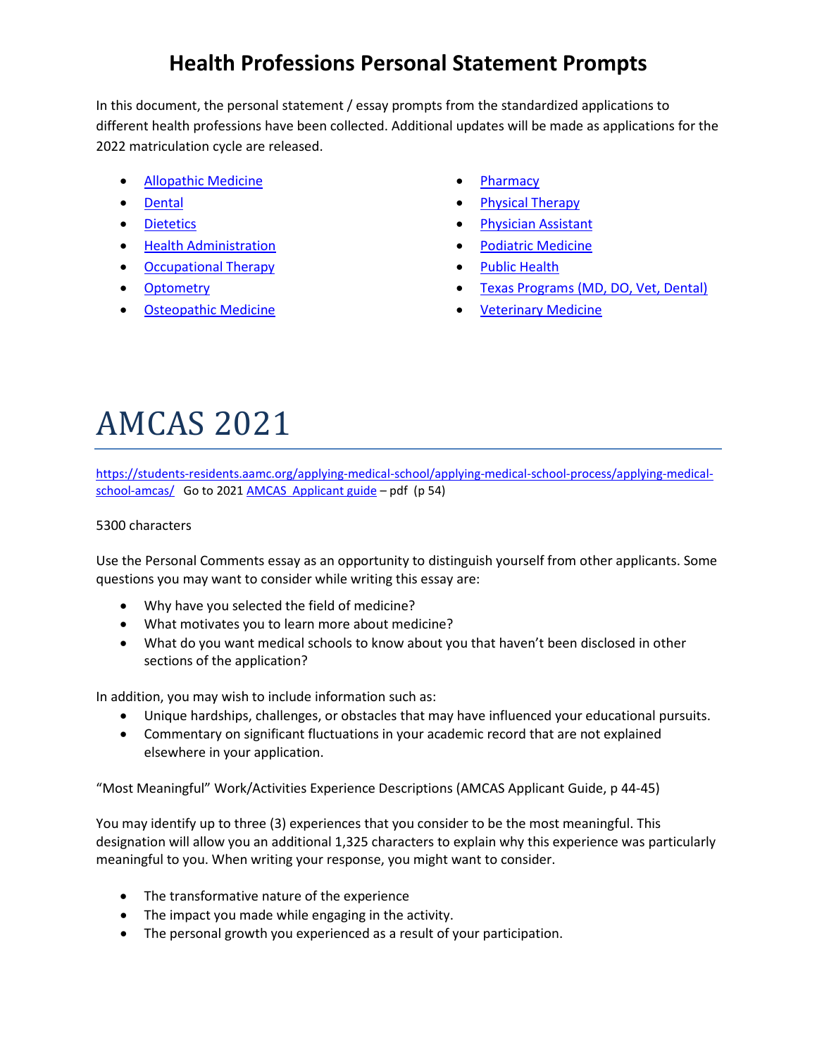# Health Professions Personal Statement Prompts

In this document, the personal statement / essay prompts from the standardized applications to different health professions have been collected. Additional updates will be made as applications for the 2022 matriculation cycle are released.

- Allopathic Medicine
- Dental
- Dietetics
- Health Administration
- Occupational Therapy
- Optometry
- Osteopathic Medicine
- Pharmacy
- Physical Therapy
- Physician Assistant
- Podiatric Medicine
- Public Health
- Texas Programs (MD, DO, Vet, Dental)
- Veterinary Medicine

# AMCAS 2021

https://students-residents.aamc.org/applying-medical-school/applying-medical-school-process/applying-medical-school-amcas/ Go to 2021 AMCAS Applicant guide – pdf (p 54)

5300 characters

Use the Personal Comments essay as an opportunity to distinguish yourself from other applicants. Some questions you may want to consider while writing this essay are:

- Why have you selected the field of medicine?
- What motivates you to learn more about medicine?
- What do you want medical schools to know about you that haven't been disclosed in other sections of the application?

In addition, you may wish to include information such as:

- Unique hardships, challenges, or obstacles that may have influenced your educational pursuits.
- Commentary on significant fluctuations in your academic record that are not explained elsewhere in your application.

"Most Meaningful" Work/Activities Experience Descriptions (AMCAS Applicant Guide, p 44-45)

You may identify up to three (3) experiences that you consider to be the most meaningful. This designation will allow you an additional 1,325 characters to explain why this experience was particularly meaningful to you. When writing your response, you might want to consider.

- The transformative nature of the experience
- The impact you made while engaging in the activity.
- The personal growth you experienced as a result of your participation.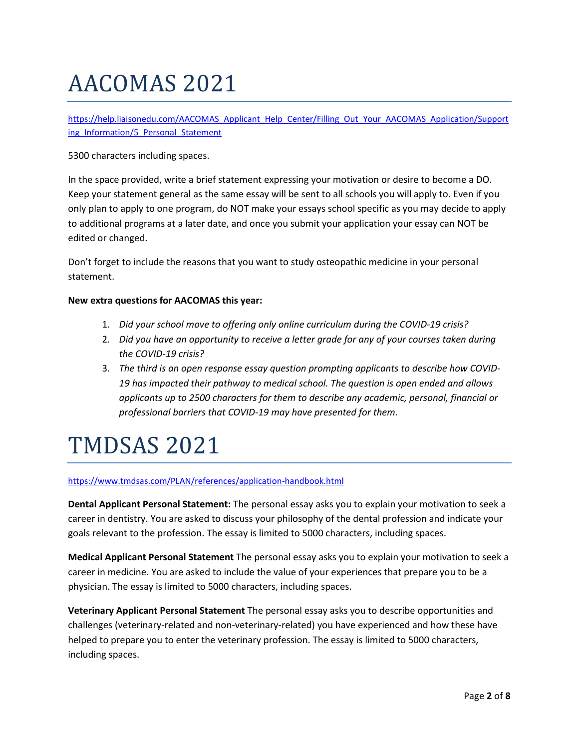# AACOMAS 2021

[https://help.liaisonedu.com/AACOMAS_Applicant_Help_Center/Filling_Out_Your_AACOMAS_Application/Supporting_Information/5_Personal_Statement](https://help.liaisonedu.com/AACOMAS_Applicant_Help_Center/Filling_Out_Your_AACOMAS_Application/Supporting_Information/5_Personal_Statement)

5300 characters including spaces.

In the space provided, write a brief statement expressing your motivation or desire to become a DO. Keep your statement general as the same essay will be sent to all schools you will apply to. Even if you only plan to apply to one program, do NOT make your essays school specific as you may decide to apply to additional programs at a later date, and once you submit your application your essay can NOT be edited or changed.

Don't forget to include the reasons that you want to study osteopathic medicine in your personal statement.

**New extra questions for AACOMAS this year:**

1. *Did your school move to offering only online curriculum during the COVID-19 crisis?*
2. *Did you have an opportunity to receive a letter grade for any of your courses taken during the COVID-19 crisis?*
3. *The third is an open response essay question prompting applicants to describe how COVID-19 has impacted their pathway to medical school. The question is open ended and allows applicants up to 2500 characters for them to describe any academic, personal, financial or professional barriers that COVID-19 may have presented for them.*

# TMDSAS 2021

[https://www.tmdsas.com/PLAN/references/application-handbook.html](https://www.tmdsas.com/PLAN/references/application-handbook.html)

**Dental Applicant Personal Statement:** The personal essay asks you to explain your motivation to seek a career in dentistry. You are asked to discuss your philosophy of the dental profession and indicate your goals relevant to the profession. The essay is limited to 5000 characters, including spaces.

**Medical Applicant Personal Statement** The personal essay asks you to explain your motivation to seek a career in medicine. You are asked to include the value of your experiences that prepare you to be a physician. The essay is limited to 5000 characters, including spaces.

**Veterinary Applicant Personal Statement** The personal essay asks you to describe opportunities and challenges (veterinary-related and non-veterinary-related) you have experienced and how these have helped to prepare you to enter the veterinary profession. The essay is limited to 5000 characters, including spaces.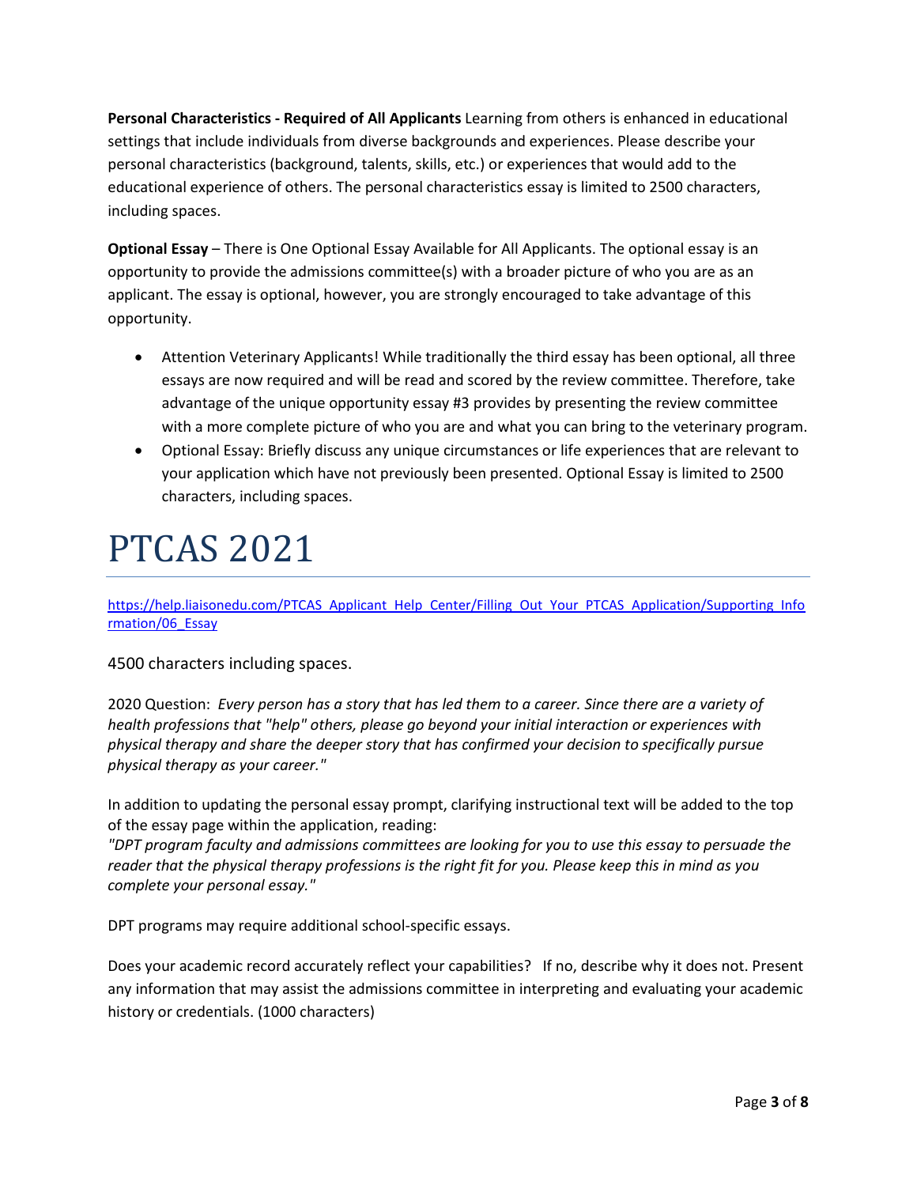**Personal Characteristics - Required of All Applicants** Learning from others is enhanced in educational settings that include individuals from diverse backgrounds and experiences. Please describe your personal characteristics (background, talents, skills, etc.) or experiences that would add to the educational experience of others. The personal characteristics essay is limited to 2500 characters, including spaces.

**Optional Essay** – There is One Optional Essay Available for All Applicants. The optional essay is an opportunity to provide the admissions committee(s) with a broader picture of who you are as an applicant. The essay is optional, however, you are strongly encouraged to take advantage of this opportunity.

- Attention Veterinary Applicants! While traditionally the third essay has been optional, all three essays are now required and will be read and scored by the review committee. Therefore, take advantage of the unique opportunity essay #3 provides by presenting the review committee with a more complete picture of who you are and what you can bring to the veterinary program.
- Optional Essay: Briefly discuss any unique circumstances or life experiences that are relevant to your application which have not previously been presented. Optional Essay is limited to 2500 characters, including spaces.

# PTCAS 2021

https://help.liaisonedu.com/PTCAS_Applicant_Help_Center/Filling_Out_Your_PTCAS_Application/Supporting_Information/06_Essay

4500 characters including spaces.

2020 Question: *Every person has a story that has led them to a career. Since there are a variety of health professions that "help" others, please go beyond your initial interaction or experiences with physical therapy and share the deeper story that has confirmed your decision to specifically pursue physical therapy as your career."*

In addition to updating the personal essay prompt, clarifying instructional text will be added to the top of the essay page within the application, reading:
*"DPT program faculty and admissions committees are looking for you to use this essay to persuade the reader that the physical therapy professions is the right fit for you. Please keep this in mind as you complete your personal essay."*

DPT programs may require additional school-specific essays.

Does your academic record accurately reflect your capabilities? If no, describe why it does not. Present any information that may assist the admissions committee in interpreting and evaluating your academic history or credentials. (1000 characters)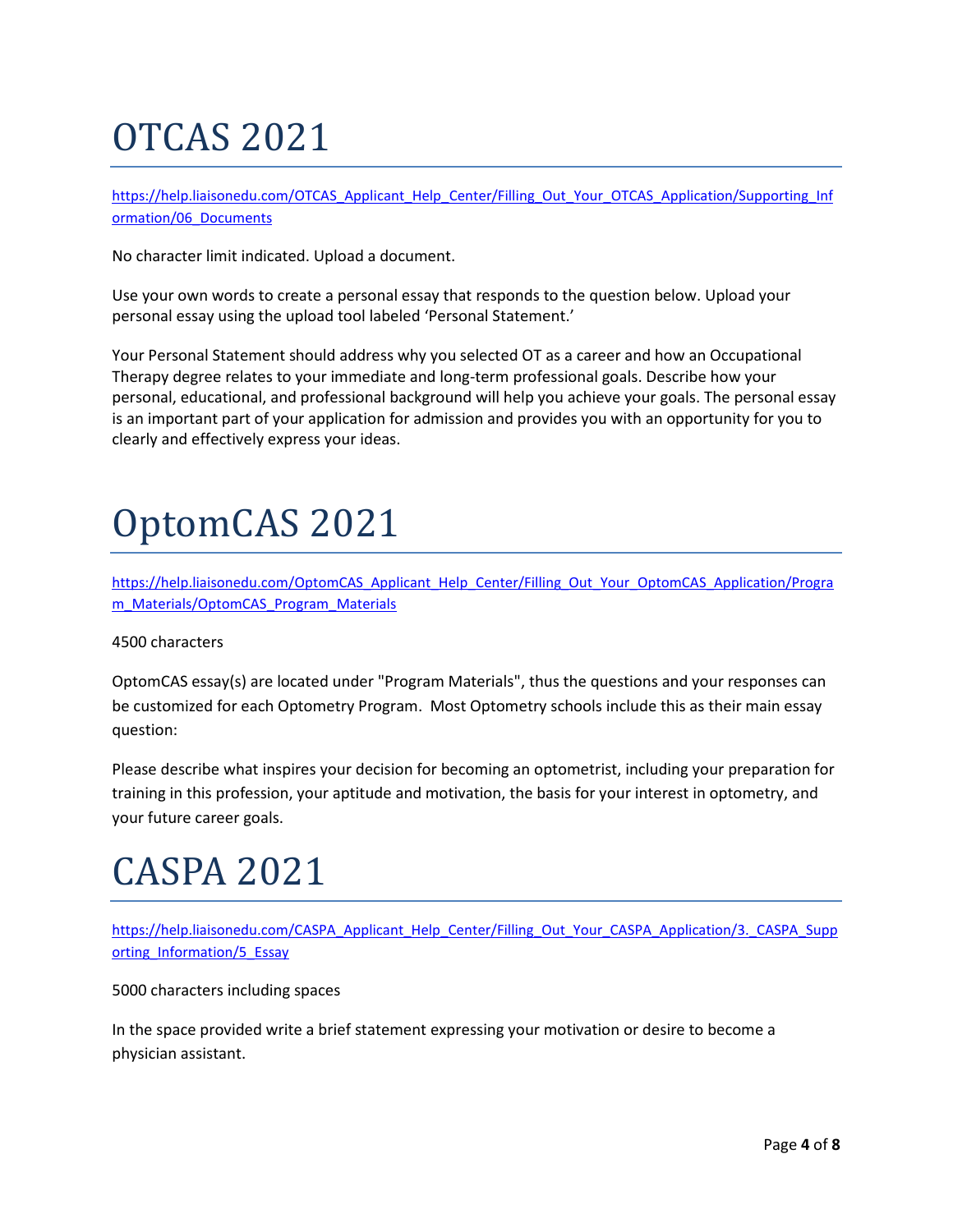# OTCAS 2021

https://help.liaisonedu.com/OTCAS_Applicant_Help_Center/Filling_Out_Your_OTCAS_Application/Supporting_Information/06_Documents

No character limit indicated. Upload a document.

Use your own words to create a personal essay that responds to the question below. Upload your personal essay using the upload tool labeled 'Personal Statement.'

Your Personal Statement should address why you selected OT as a career and how an Occupational Therapy degree relates to your immediate and long-term professional goals. Describe how your personal, educational, and professional background will help you achieve your goals. The personal essay is an important part of your application for admission and provides you with an opportunity for you to clearly and effectively express your ideas.

# OptomCAS 2021

https://help.liaisonedu.com/OptomCAS_Applicant_Help_Center/Filling_Out_Your_OptomCAS_Application/Program_Materials/OptomCAS_Program_Materials

4500 characters

OptomCAS essay(s) are located under "Program Materials", thus the questions and your responses can be customized for each Optometry Program. Most Optometry schools include this as their main essay question:

Please describe what inspires your decision for becoming an optometrist, including your preparation for training in this profession, your aptitude and motivation, the basis for your interest in optometry, and your future career goals.

# CASPA 2021

https://help.liaisonedu.com/CASPA_Applicant_Help_Center/Filling_Out_Your_CASPA_Application/3._CASPA_Supporting_Information/5_Essay

5000 characters including spaces

In the space provided write a brief statement expressing your motivation or desire to become a physician assistant.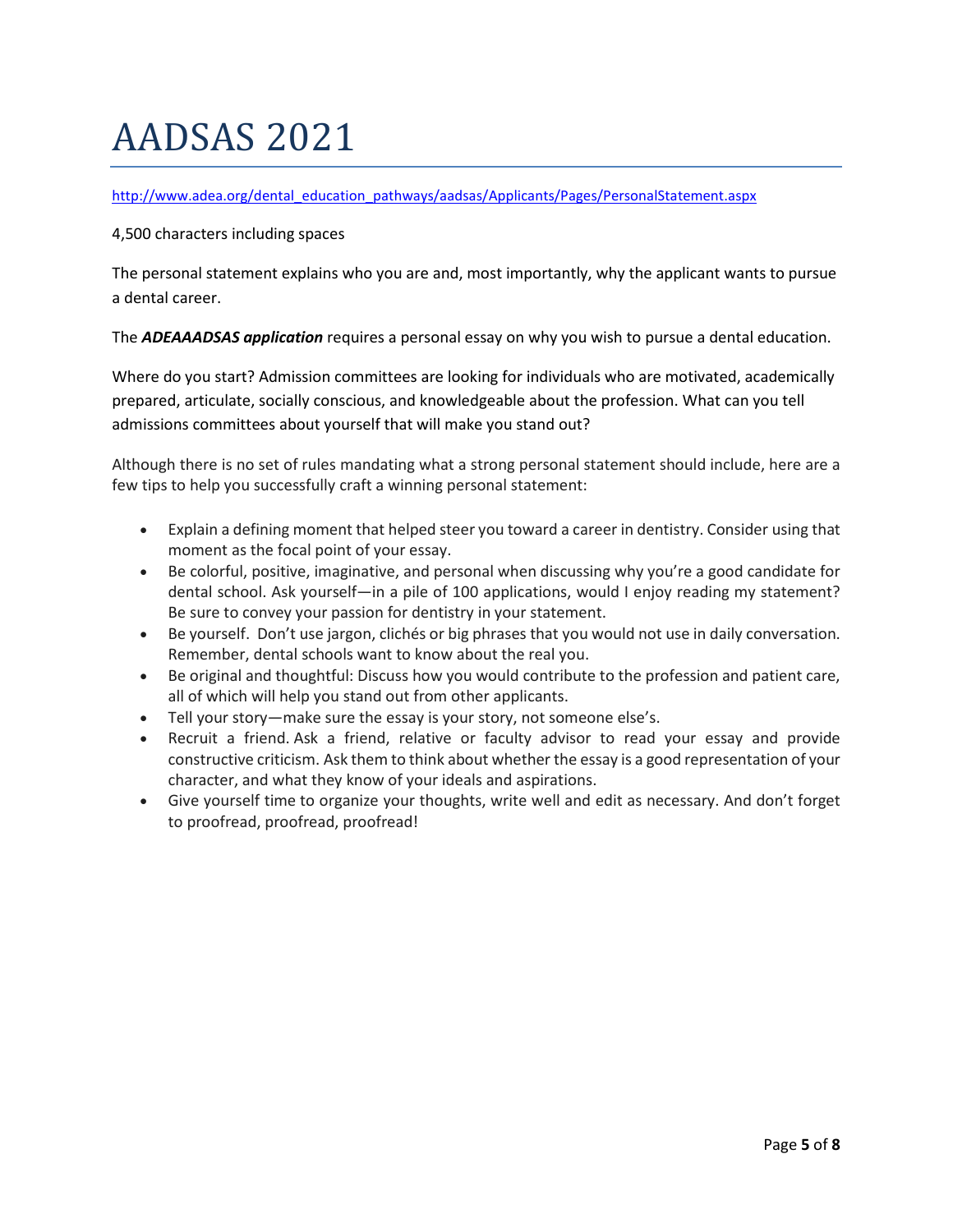# AADSAS 2021

http://www.adea.org/dental_education_pathways/aadsas/Applicants/Pages/PersonalStatement.aspx

4,500 characters including spaces

The personal statement explains who you are and, most importantly, why the applicant wants to pursue a dental career.

The ***ADEAAADSAS application*** requires a personal essay on why you wish to pursue a dental education.

Where do you start? Admission committees are looking for individuals who are motivated, academically prepared, articulate, socially conscious, and knowledgeable about the profession. What can you tell admissions committees about yourself that will make you stand out?

Although there is no set of rules mandating what a strong personal statement should include, here are a few tips to help you successfully craft a winning personal statement:

- Explain a defining moment that helped steer you toward a career in dentistry. Consider using that moment as the focal point of your essay.
- Be colorful, positive, imaginative, and personal when discussing why you're a good candidate for dental school. Ask yourself—in a pile of 100 applications, would I enjoy reading my statement? Be sure to convey your passion for dentistry in your statement.
- Be yourself. Don't use jargon, clichés or big phrases that you would not use in daily conversation. Remember, dental schools want to know about the real you.
- Be original and thoughtful: Discuss how you would contribute to the profession and patient care, all of which will help you stand out from other applicants.
- Tell your story—make sure the essay is your story, not someone else's.
- Recruit a friend. Ask a friend, relative or faculty advisor to read your essay and provide constructive criticism. Ask them to think about whether the essay is a good representation of your character, and what they know of your ideals and aspirations.
- Give yourself time to organize your thoughts, write well and edit as necessary. And don't forget to proofread, proofread, proofread!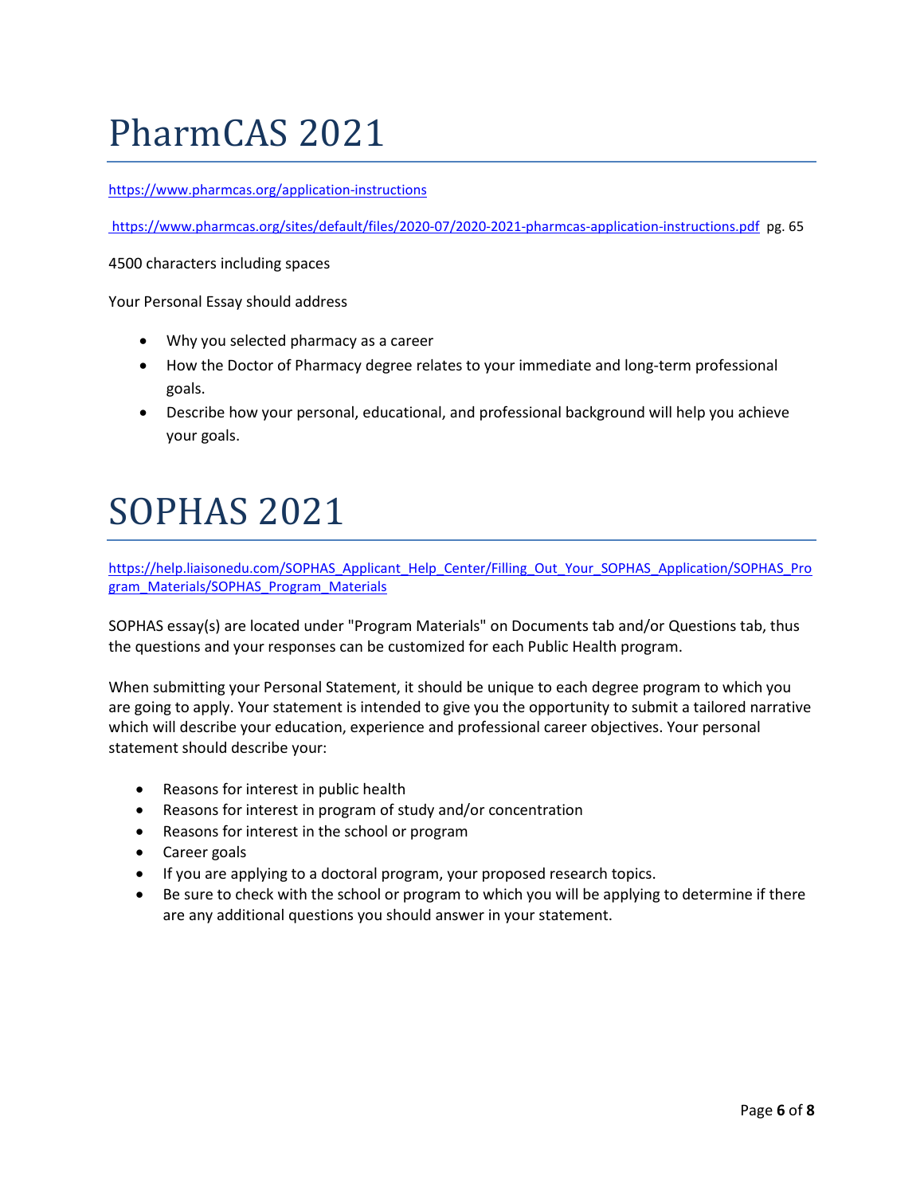# PharmCAS 2021

https://www.pharmcas.org/application-instructions

https://www.pharmcas.org/sites/default/files/2020-07/2020-2021-pharmcas-application-instructions.pdf pg. 65

4500 characters including spaces

Your Personal Essay should address

- Why you selected pharmacy as a career
- How the Doctor of Pharmacy degree relates to your immediate and long-term professional goals.
- Describe how your personal, educational, and professional background will help you achieve your goals.

# SOPHAS 2021

https://help.liaisonedu.com/SOPHAS_Applicant_Help_Center/Filling_Out_Your_SOPHAS_Application/SOPHAS_Program_Materials/SOPHAS_Program_Materials

SOPHAS essay(s) are located under "Program Materials" on Documents tab and/or Questions tab, thus the questions and your responses can be customized for each Public Health program.

When submitting your Personal Statement, it should be unique to each degree program to which you are going to apply. Your statement is intended to give you the opportunity to submit a tailored narrative which will describe your education, experience and professional career objectives. Your personal statement should describe your:

- Reasons for interest in public health
- Reasons for interest in program of study and/or concentration
- Reasons for interest in the school or program
- Career goals
- If you are applying to a doctoral program, your proposed research topics.
- Be sure to check with the school or program to which you will be applying to determine if there are any additional questions you should answer in your statement.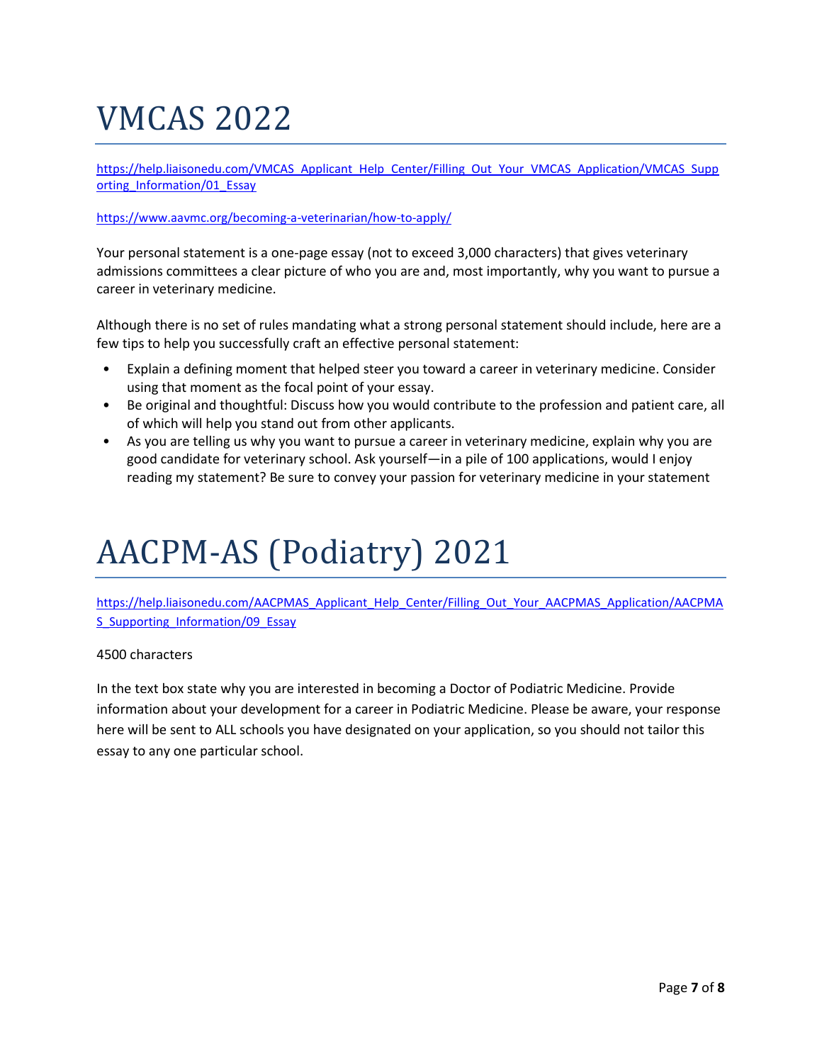# VMCAS 2022

https://help.liaisonedu.com/VMCAS_Applicant_Help_Center/Filling_Out_Your_VMCAS_Application/VMCAS_Supporting_Information/01_Essay

https://www.aavmc.org/becoming-a-veterinarian/how-to-apply/

Your personal statement is a one-page essay (not to exceed 3,000 characters) that gives veterinary admissions committees a clear picture of who you are and, most importantly, why you want to pursue a career in veterinary medicine.

Although there is no set of rules mandating what a strong personal statement should include, here are a few tips to help you successfully craft an effective personal statement:

- Explain a defining moment that helped steer you toward a career in veterinary medicine. Consider using that moment as the focal point of your essay.
- Be original and thoughtful: Discuss how you would contribute to the profession and patient care, all of which will help you stand out from other applicants.
- As you are telling us why you want to pursue a career in veterinary medicine, explain why you are good candidate for veterinary school. Ask yourself—in a pile of 100 applications, would I enjoy reading my statement? Be sure to convey your passion for veterinary medicine in your statement

# AACPM-AS (Podiatry) 2021

https://help.liaisonedu.com/AACPMAS_Applicant_Help_Center/Filling_Out_Your_AACPMAS_Application/AACPMAS_Supporting_Information/09_Essay

4500 characters

In the text box state why you are interested in becoming a Doctor of Podiatric Medicine. Provide information about your development for a career in Podiatric Medicine. Please be aware, your response here will be sent to ALL schools you have designated on your application, so you should not tailor this essay to any one particular school.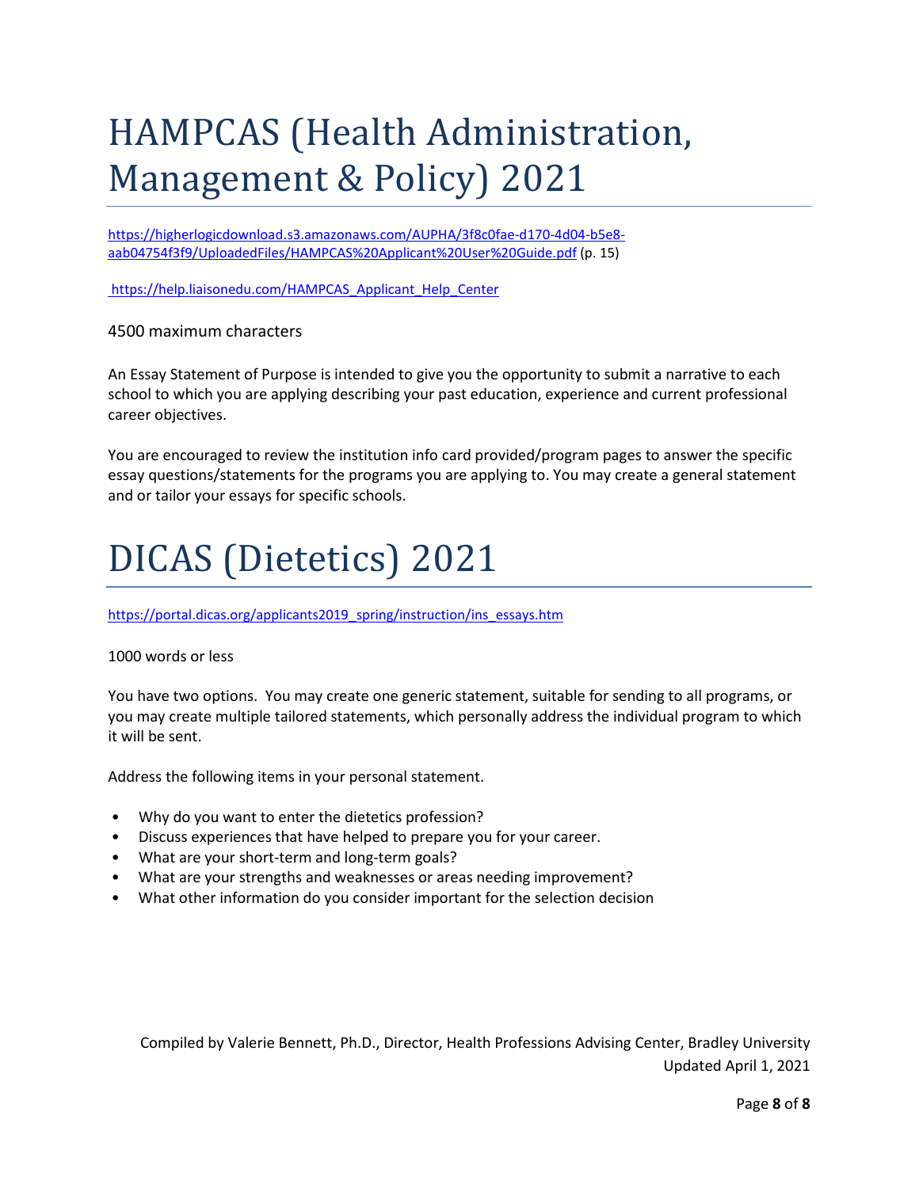# HAMPCAS (Health Administration, Management & Policy) 2021

https://higherlogicdownload.s3.amazonaws.com/AUPHA/3f8c0fae-d170-4d04-b5e8-aab04754f3f9/UploadedFiles/HAMPCAS%20Applicant%20User%20Guide.pdf (p. 15)

https://help.liaisonedu.com/HAMPCAS_Applicant_Help_Center

4500 maximum characters

An Essay Statement of Purpose is intended to give you the opportunity to submit a narrative to each school to which you are applying describing your past education, experience and current professional career objectives.

You are encouraged to review the institution info card provided/program pages to answer the specific essay questions/statements for the programs you are applying to. You may create a general statement and or tailor your essays for specific schools.

# DICAS (Dietetics) 2021

https://portal.dicas.org/applicants2019_spring/instruction/ins_essays.htm

1000 words or less

You have two options. You may create one generic statement, suitable for sending to all programs, or you may create multiple tailored statements, which personally address the individual program to which it will be sent.

Address the following items in your personal statement.

- Why do you want to enter the dietetics profession?
- Discuss experiences that have helped to prepare you for your career.
- What are your short-term and long-term goals?
- What are your strengths and weaknesses or areas needing improvement?
- What other information do you consider important for the selection decision

Compiled by Valerie Bennett, Ph.D., Director, Health Professions Advising Center, Bradley University
Updated April 1, 2021